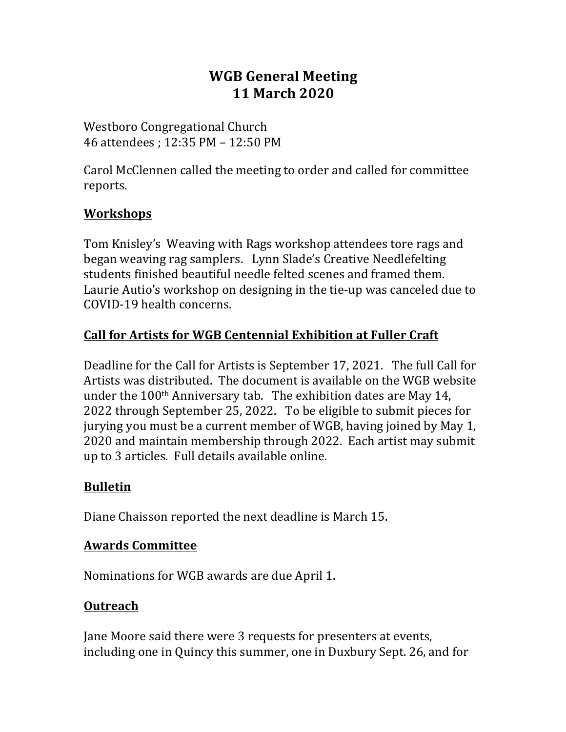# WGB General Meeting
# 11 March 2020

Westboro Congregational Church
46 attendees ; 12:35 PM – 12:50 PM

Carol McClennen called the meeting to order and called for committee reports.

## Workshops

Tom Knisley's Weaving with Rags workshop attendees tore rags and began weaving rag samplers. Lynn Slade's Creative Needlefelting students finished beautiful needle felted scenes and framed them. Laurie Autio's workshop on designing in the tie-up was canceled due to COVID-19 health concerns.

## Call for Artists for WGB Centennial Exhibition at Fuller Craft

Deadline for the Call for Artists is September 17, 2021. The full Call for Artists was distributed. The document is available on the WGB website under the 100th Anniversary tab. The exhibition dates are May 14, 2022 through September 25, 2022. To be eligible to submit pieces for jurying you must be a current member of WGB, having joined by May 1, 2020 and maintain membership through 2022. Each artist may submit up to 3 articles. Full details available online.

## Bulletin

Diane Chaisson reported the next deadline is March 15.

## Awards Committee

Nominations for WGB awards are due April 1.

## Outreach

Jane Moore said there were 3 requests for presenters at events, including one in Quincy this summer, one in Duxbury Sept. 26, and for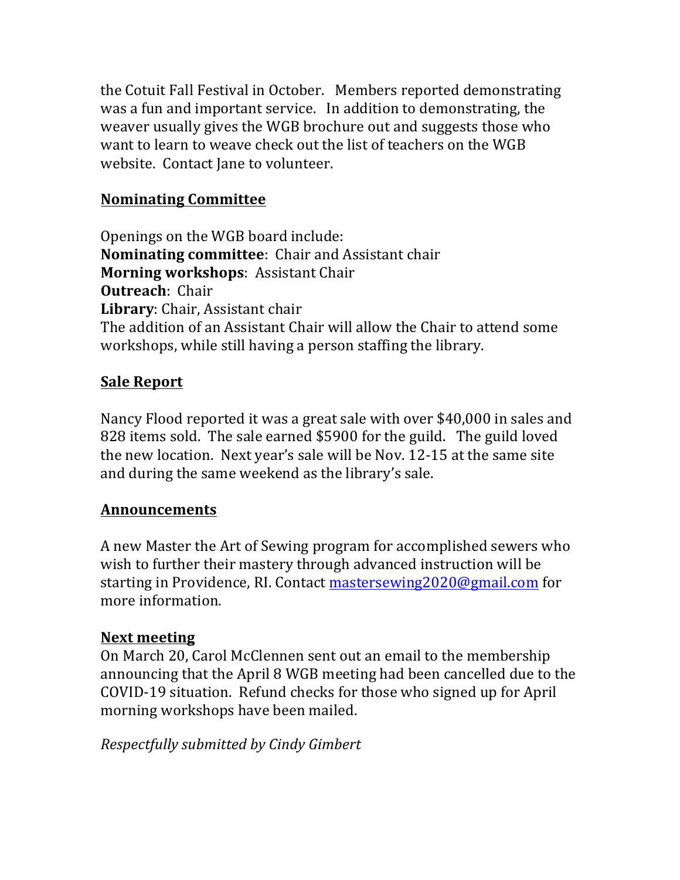the Cotuit Fall Festival in October. Members reported demonstrating was a fun and important service. In addition to demonstrating, the weaver usually gives the WGB brochure out and suggests those who want to learn to weave check out the list of teachers on the WGB website. Contact Jane to volunteer.

## Nominating Committee

Openings on the WGB board include:
**Nominating committee**: Chair and Assistant chair
**Morning workshops**: Assistant Chair
**Outreach**: Chair
**Library**: Chair, Assistant chair
The addition of an Assistant Chair will allow the Chair to attend some workshops, while still having a person staffing the library.

## Sale Report

Nancy Flood reported it was a great sale with over $40,000 in sales and 828 items sold. The sale earned $5900 for the guild. The guild loved the new location. Next year's sale will be Nov. 12-15 at the same site and during the same weekend as the library's sale.

## Announcements

A new Master the Art of Sewing program for accomplished sewers who wish to further their mastery through advanced instruction will be starting in Providence, RI. Contact mastersewing2020@gmail.com for more information.

## Next meeting

On March 20, Carol McClennen sent out an email to the membership announcing that the April 8 WGB meeting had been cancelled due to the COVID-19 situation. Refund checks for those who signed up for April morning workshops have been mailed.

*Respectfully submitted by Cindy Gimbert*